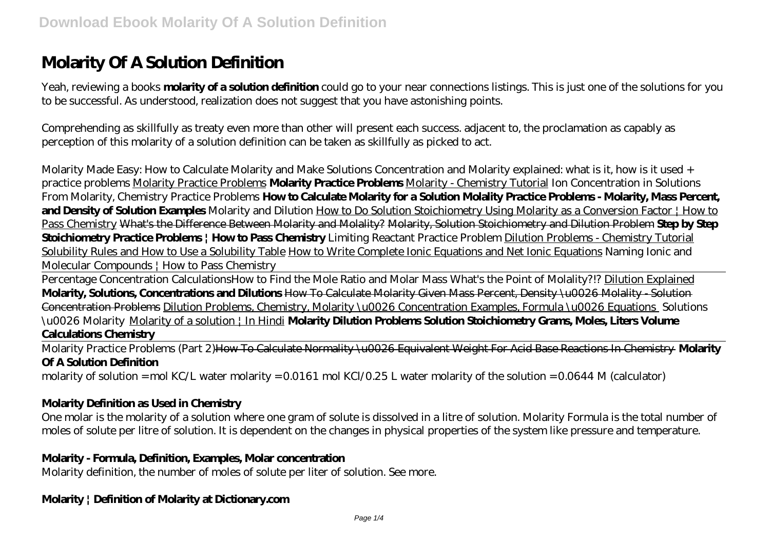# Molarity Of A Solution Definition

Yeah, reviewing a books **molarity of a solution definition** could go to your near connections listings. This is just one of the solutions for you to be successful. As understood, realization does not suggest that you have astonishing points.

Comprehending as skillfully as treaty even more than other will present each success. adjacent to, the proclamation as capably as perception of this molarity of a solution definition can be taken as skillfully as picked to act.

*Molarity Made Easy: How to Calculate Molarity and Make Solutions* *Concentration and Molarity explained: what is it, how is it used + practice problems* Molarity Practice Problems **Molarity Practice Problems** Molarity - Chemistry Tutorial *Ion Concentration in Solutions From Molarity, Chemistry Practice Problems* **How to Calculate Molarity for a Solution** **Molality Practice Problems - Molarity, Mass Percent, and Density of Solution Examples** *Molarity and Dilution* How to Do Solution Stoichiometry Using Molarity as a Conversion Factor | How to Pass Chemistry ~~What's the Difference Between Molarity and Molality?~~ ~~Molarity, Solution Stoichiometry and Dilution Problem~~ **Step by Step Stoichiometry Practice Problems | How to Pass Chemistry** *Limiting Reactant Practice Problem* Dilution Problems - Chemistry Tutorial Solubility Rules and How to Use a Solubility Table How to Write Complete Ionic Equations and Net Ionic Equations *Naming Ionic and Molecular Compounds | How to Pass Chemistry*

Percentage Concentration Calculations*How to Find the Mole Ratio and Molar Mass* *What's the Point of Molality?!?* Dilution Explained **Molarity, Solutions, Concentrations and Dilutions** ~~How To Calculate Molarity Given Mass Percent, Density \u0026 Molality - Solution Concentration Problems~~ Dilution Problems, Chemistry, Molarity \u0026 Concentration Examples, Formula \u0026 Equations *Solutions \u0026 Molarity* Molarity of a solution | In Hindi **Molarity Dilution Problems Solution Stoichiometry Grams, Moles, Liters Volume Calculations Chemistry**

Molarity Practice Problems (Part 2)~~How To Calculate Normality \u0026 Equivalent Weight For Acid Base Reactions In Chemistry~~ **Molarity Of A Solution Definition**

molarity of solution = mol KC/L water molarity = 0.0161 mol KCl/0.25 L water molarity of the solution = 0.0644 M (calculator)

### **Molarity Definition as Used in Chemistry**

One molar is the molarity of a solution where one gram of solute is dissolved in a litre of solution. Molarity Formula is the total number of moles of solute per litre of solution. It is dependent on the changes in physical properties of the system like pressure and temperature.

### **Molarity - Formula, Definition, Examples, Molar concentration**

Molarity definition, the number of moles of solute per liter of solution. See more.

### **Molarity | Definition of Molarity at Dictionary.com**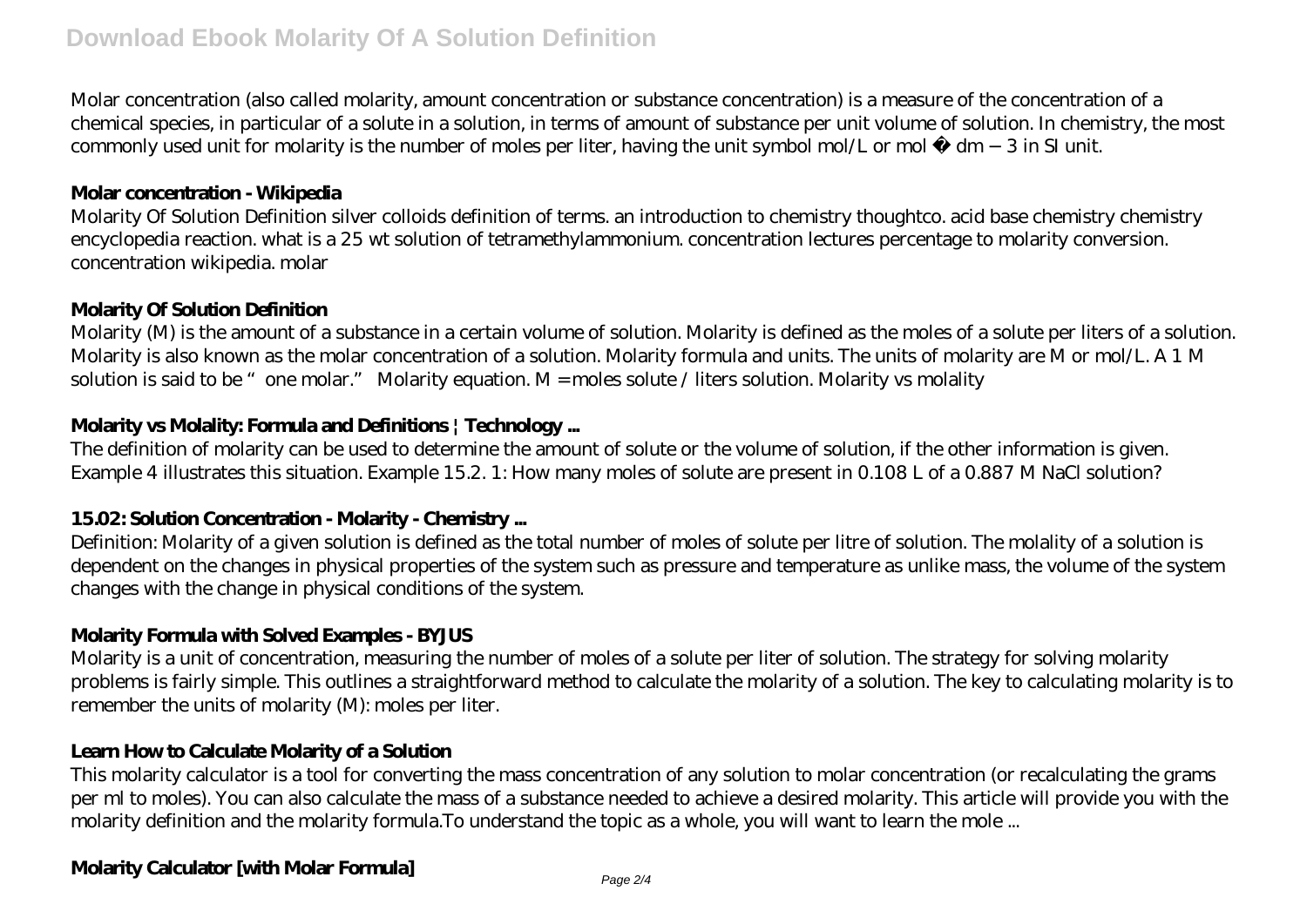Molar concentration (also called molarity, amount concentration or substance concentration) is a measure of the concentration of a chemical species, in particular of a solute in a solution, in terms of amount of substance per unit volume of solution. In chemistry, the most commonly used unit for molarity is the number of moles per liter, having the unit symbol mol/L or mol ⋅ $dm^{-3}$ in SI unit.

### Molar concentration - Wikipedia

Molarity Of Solution Definition silver colloids definition of terms. an introduction to chemistry thoughtco. acid base chemistry chemistry encyclopedia reaction. what is a 25 wt solution of tetramethylammonium. concentration lectures percentage to molarity conversion. concentration wikipedia. molar

### Molarity Of Solution Definition

Molarity (M) is the amount of a substance in a certain volume of solution. Molarity is defined as the moles of a solute per liters of a solution. Molarity is also known as the molar concentration of a solution. Molarity formula and units. The units of molarity are M or mol/L. A 1 M solution is said to be "one molar." Molarity equation. M = moles solute / liters solution. Molarity vs molality

### Molarity vs Molality: Formula and Definitions | Technology ...

The definition of molarity can be used to determine the amount of solute or the volume of solution, if the other information is given. Example 4 illustrates this situation. Example 15.2. 1: How many moles of solute are present in 0.108 L of a 0.887 M NaCl solution?

### 15.02: Solution Concentration - Molarity - Chemistry ...

Definition: Molarity of a given solution is defined as the total number of moles of solute per litre of solution. The molality of a solution is dependent on the changes in physical properties of the system such as pressure and temperature as unlike mass, the volume of the system changes with the change in physical conditions of the system.

### Molarity Formula with Solved Examples - BYJUS

Molarity is a unit of concentration, measuring the number of moles of a solute per liter of solution. The strategy for solving molarity problems is fairly simple. This outlines a straightforward method to calculate the molarity of a solution. The key to calculating molarity is to remember the units of molarity (M): moles per liter.

### Learn How to Calculate Molarity of a Solution

This molarity calculator is a tool for converting the mass concentration of any solution to molar concentration (or recalculating the grams per ml to moles). You can also calculate the mass of a substance needed to achieve a desired molarity. This article will provide you with the molarity definition and the molarity formula.To understand the topic as a whole, you will want to learn the mole ...

### Molarity Calculator [with Molar Formula]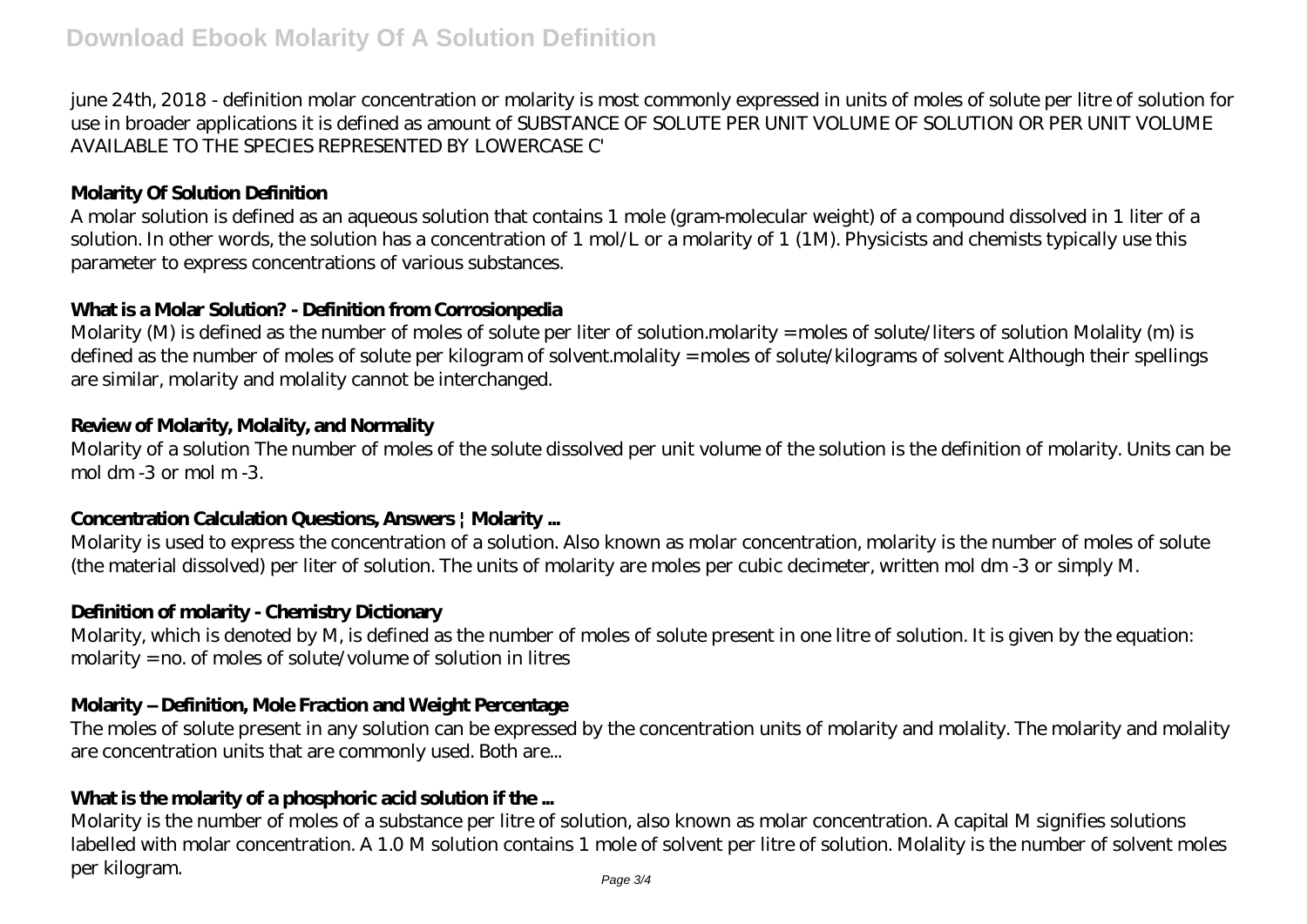june 24th, 2018 - definition molar concentration or molarity is most commonly expressed in units of moles of solute per litre of solution for use in broader applications it is defined as amount of SUBSTANCE OF SOLUTE PER UNIT VOLUME OF SOLUTION OR PER UNIT VOLUME AVAILABLE TO THE SPECIES REPRESENTED BY LOWERCASE C'

**Molarity Of Solution Definition**

A molar solution is defined as an aqueous solution that contains 1 mole (gram-molecular weight) of a compound dissolved in 1 liter of a solution. In other words, the solution has a concentration of 1 mol/L or a molarity of 1 (1M). Physicists and chemists typically use this parameter to express concentrations of various substances.

**What is a Molar Solution? - Definition from Corrosionpedia**

Molarity (M) is defined as the number of moles of solute per liter of solution.molarity = moles of solute/liters of solution Molality (m) is defined as the number of moles of solute per kilogram of solvent.molality = moles of solute/kilograms of solvent Although their spellings are similar, molarity and molality cannot be interchanged.

**Review of Molarity, Molality, and Normality**

Molarity of a solution The number of moles of the solute dissolved per unit volume of the solution is the definition of molarity. Units can be mol $dm^{-3}$ or mol $m^{-3}$.

**Concentration Calculation Questions, Answers | Molarity ...**

Molarity is used to express the concentration of a solution. Also known as molar concentration, molarity is the number of moles of solute (the material dissolved) per liter of solution. The units of molarity are moles per cubic decimeter, written mol $dm^{-3}$ or simply M.

**Definition of molarity - Chemistry Dictionary**

Molarity, which is denoted by M, is defined as the number of moles of solute present in one litre of solution. It is given by the equation: molarity = no. of moles of solute/volume of solution in litres

**Molarity – Definition, Mole Fraction and Weight Percentage**

The moles of solute present in any solution can be expressed by the concentration units of molarity and molality. The molarity and molality are concentration units that are commonly used. Both are...

**What is the molarity of a phosphoric acid solution if the ...**

Molarity is the number of moles of a substance per litre of solution, also known as molar concentration. A capital M signifies solutions labelled with molar concentration. A 1.0 M solution contains 1 mole of solvent per litre of solution. Molality is the number of solvent moles per kilogram.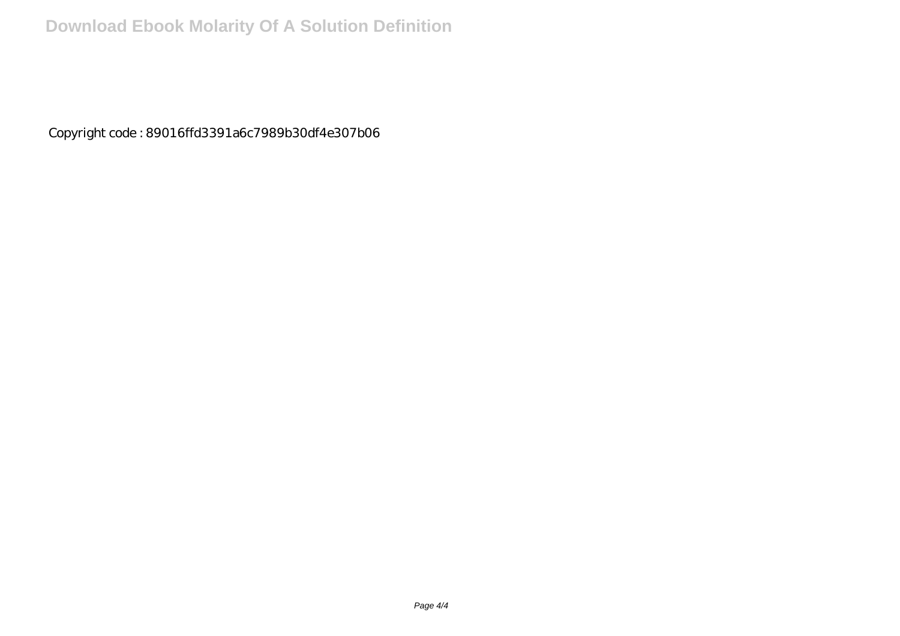Copyright code : 89016ffd3391a6c7989b30df4e307b06